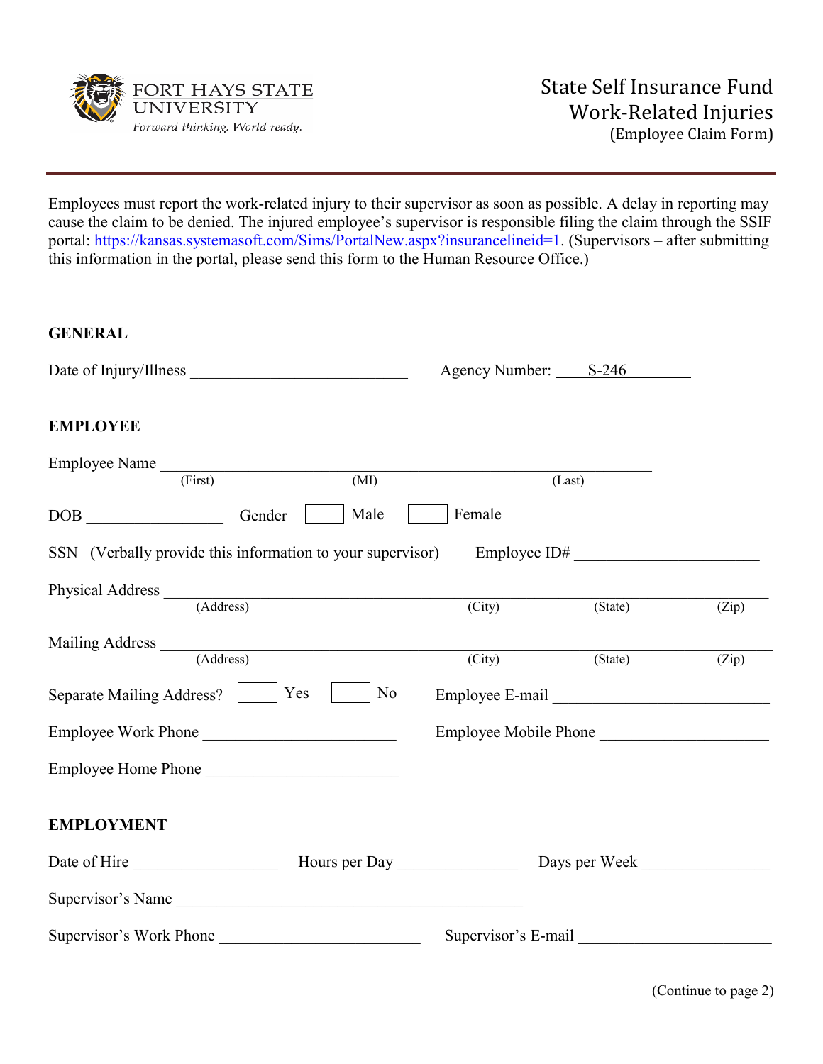FORT HAYS STATE UNIVERSITY
*Forward thinking. World ready.*

# State Self Insurance Fund Work-Related Injuries
(Employee Claim Form)

Employees must report the work-related injury to their supervisor as soon as possible. A delay in reporting may cause the claim to be denied. The injured employee's supervisor is responsible filing the claim through the SSIF portal: https://kansas.systemasoft.com/Sims/PortalNew.aspx?insurancelineid=1. (Supervisors – after submitting this information in the portal, please send this form to the Human Resource Office.)

## GENERAL

Date of Injury/Illness ___________________________ Agency Number: S-246

## EMPLOYEE

Employee Name ____________________________________________________________
(First) (MI) (Last)

DOB ________________ Gender ☐ Male ☐ Female

SSN (Verbally provide this information to your supervisor) Employee ID# ______________________

Physical Address ____________________________________________________________
(Address) (City) (State) (Zip)

Mailing Address ____________________________________________________________
(Address) (City) (State) (Zip)

Separate Mailing Address? ☐ Yes ☐ No Employee E-mail ________________________

Employee Work Phone ________________________ Employee Mobile Phone ____________________

Employee Home Phone ________________________

## EMPLOYMENT

Date of Hire __________________ Hours per Day _______________ Days per Week ________________

Supervisor's Name ____________________________________________

Supervisor's Work Phone _________________________ Supervisor's E-mail _______________________

(Continue to page 2)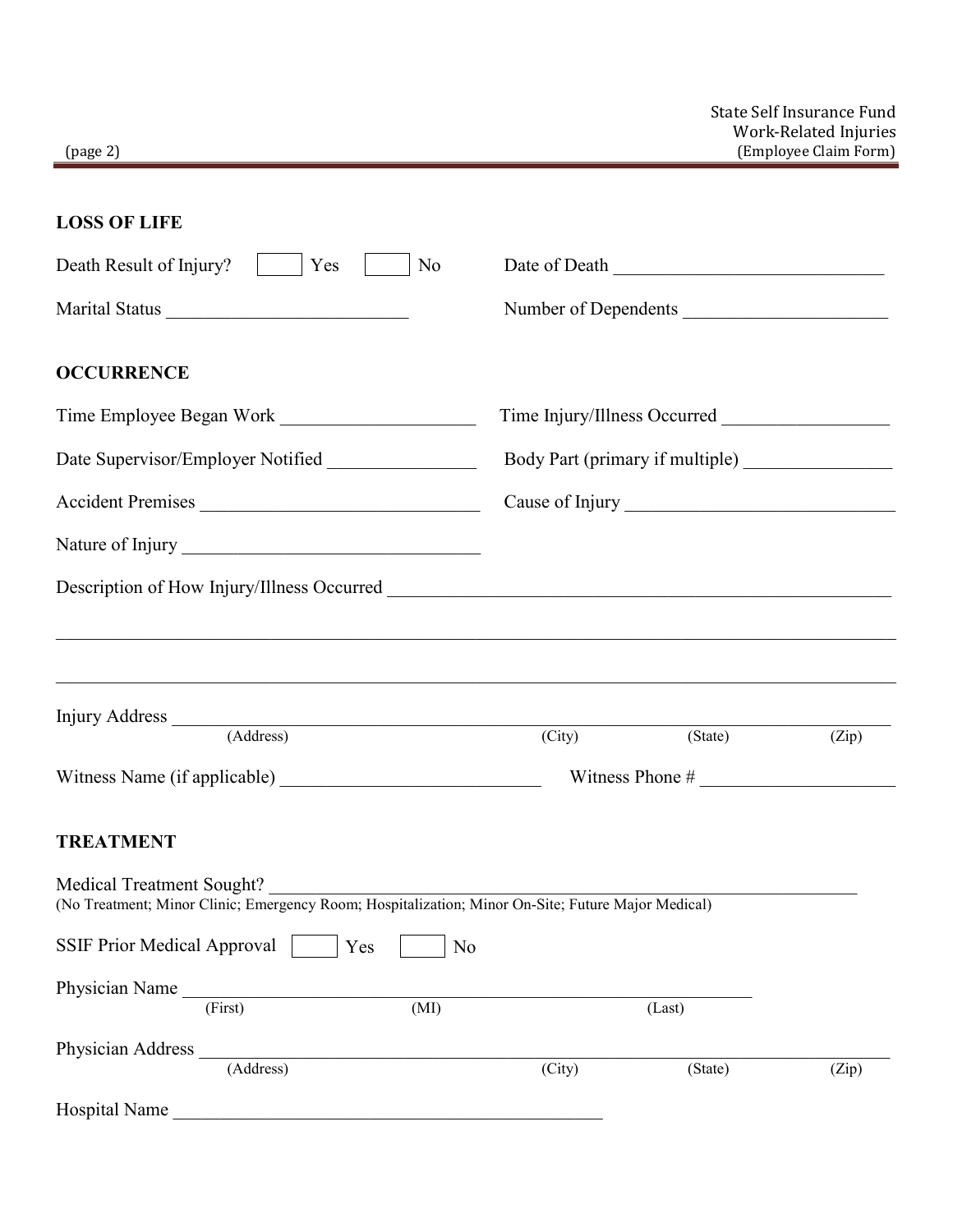## LOSS OF LIFE

Death Result of Injury? ☐ Yes ☐ No

Date of Death ____________________________

Marital Status _________________________

Number of Dependents _____________________

## OCCURRENCE

Time Employee Began Work ____________________

Time Injury/Illness Occurred _________________

Date Supervisor/Employer Notified _______________

Body Part (primary if multiple) _______________

Accident Premises _____________________________

Cause of Injury _____________________________

Nature of Injury ________________________________

Description of How Injury/Illness Occurred _____________________________________________________

___________________________________________________________________________________________

___________________________________________________________________________________________

Injury Address _________________________________________________________________________
(Address) (City) (State) (Zip)

Witness Name (if applicable) ___________________________

Witness Phone # ____________________

## TREATMENT

Medical Treatment Sought? _______________________________________________________________
(No Treatment; Minor Clinic; Emergency Room; Hospitalization; Minor On-Site; Future Major Medical)

SSIF Prior Medical Approval ☐ Yes ☐ No

Physician Name _____________________________________________________________
(First) (MI) (Last)

Physician Address _____________________________________________________________________
(Address) (City) (State) (Zip)

Hospital Name _______________________________________________